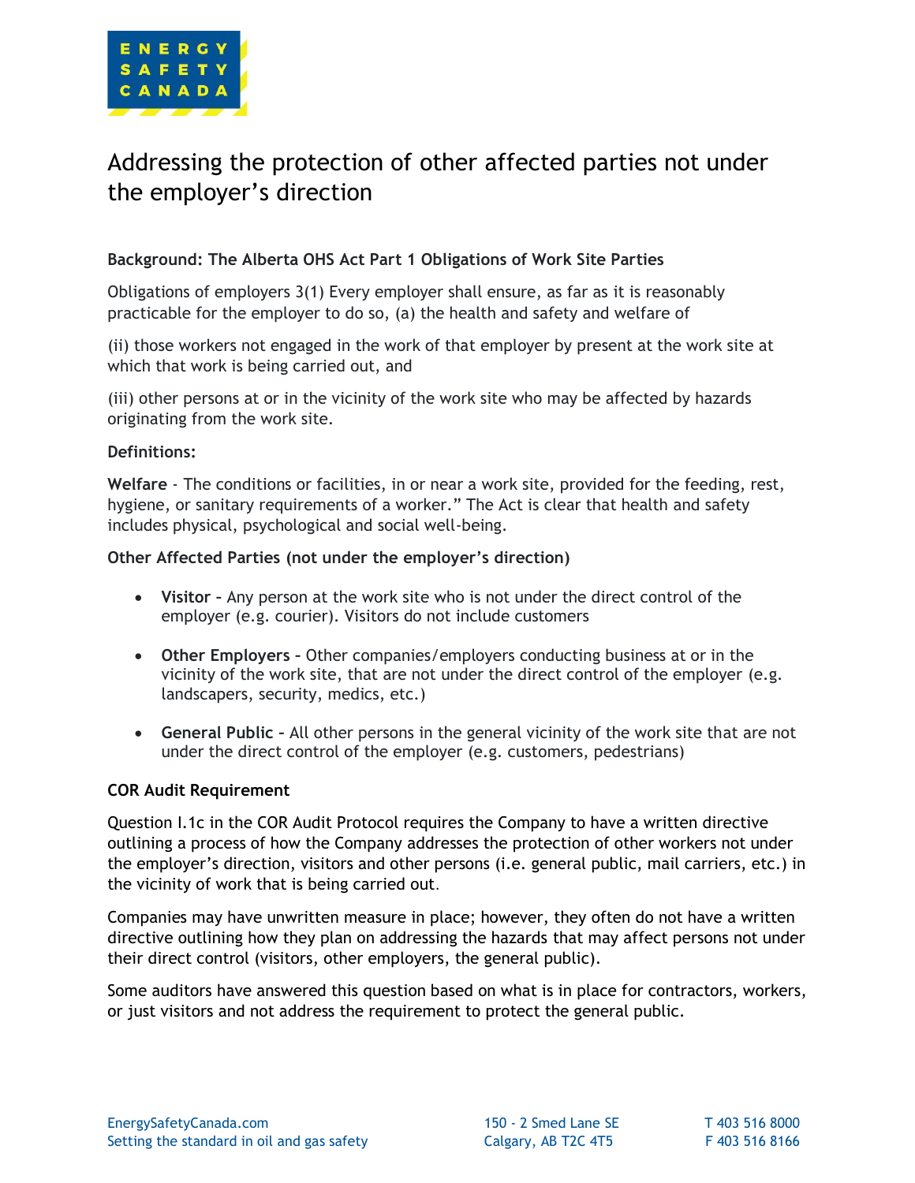# Addressing the protection of other affected parties not under the employer's direction

**Background: The Alberta OHS Act Part 1 Obligations of Work Site Parties**

Obligations of employers 3(1) Every employer shall ensure, as far as it is reasonably practicable for the employer to do so, (a) the health and safety and welfare of

(ii) those workers not engaged in the work of that employer by present at the work site at which that work is being carried out, and

(iii) other persons at or in the vicinity of the work site who may be affected by hazards originating from the work site.

**Definitions:**

**Welfare** - The conditions or facilities, in or near a work site, provided for the feeding, rest, hygiene, or sanitary requirements of a worker." The Act is clear that health and safety includes physical, psychological and social well-being.

**Other Affected Parties (not under the employer's direction)**

- **Visitor** – Any person at the work site who is not under the direct control of the employer (e.g. courier). Visitors do not include customers
- **Other Employers** – Other companies/employers conducting business at or in the vicinity of the work site, that are not under the direct control of the employer (e.g. landscapers, security, medics, etc.)
- **General Public** – All other persons in the general vicinity of the work site that are not under the direct control of the employer (e.g. customers, pedestrians)

**COR Audit Requirement**

Question I.1c in the COR Audit Protocol requires the Company to have a written directive outlining a process of how the Company addresses the protection of other workers not under the employer's direction, visitors and other persons (i.e. general public, mail carriers, etc.) in the vicinity of work that is being carried out.

Companies may have unwritten measure in place; however, they often do not have a written directive outlining how they plan on addressing the hazards that may affect persons not under their direct control (visitors, other employers, the general public).

Some auditors have answered this question based on what is in place for contractors, workers, or just visitors and not address the requirement to protect the general public.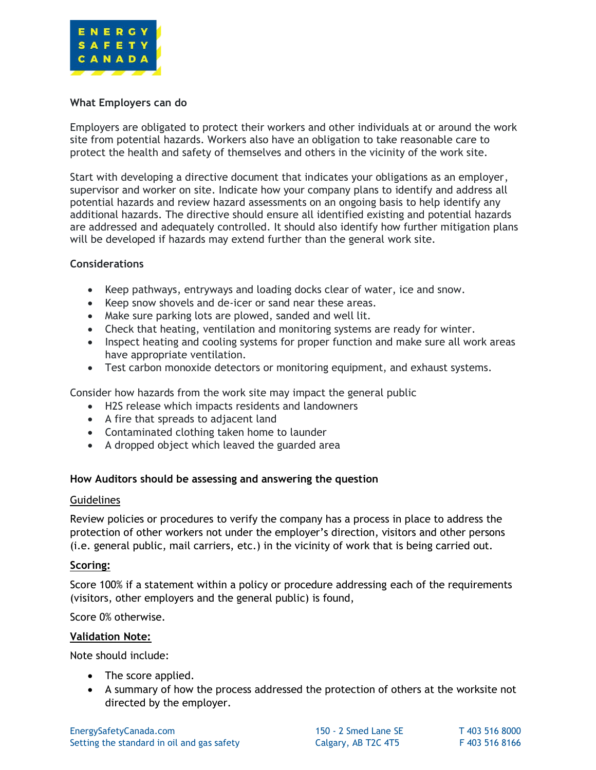**What Employers can do**

Employers are obligated to protect their workers and other individuals at or around the work site from potential hazards. Workers also have an obligation to take reasonable care to protect the health and safety of themselves and others in the vicinity of the work site.

Start with developing a directive document that indicates your obligations as an employer, supervisor and worker on site. Indicate how your company plans to identify and address all potential hazards and review hazard assessments on an ongoing basis to help identify any additional hazards. The directive should ensure all identified existing and potential hazards are addressed and adequately controlled. It should also identify how further mitigation plans will be developed if hazards may extend further than the general work site.

**Considerations**

- Keep pathways, entryways and loading docks clear of water, ice and snow.
- Keep snow shovels and de-icer or sand near these areas.
- Make sure parking lots are plowed, sanded and well lit.
- Check that heating, ventilation and monitoring systems are ready for winter.
- Inspect heating and cooling systems for proper function and make sure all work areas have appropriate ventilation.
- Test carbon monoxide detectors or monitoring equipment, and exhaust systems.

Consider how hazards from the work site may impact the general public

- $H_2S$ release which impacts residents and landowners
- A fire that spreads to adjacent land
- Contaminated clothing taken home to launder
- A dropped object which leaved the guarded area

**How Auditors should be assessing and answering the question**

Guidelines

Review policies or procedures to verify the company has a process in place to address the protection of other workers not under the employer's direction, visitors and other persons (i.e. general public, mail carriers, etc.) in the vicinity of work that is being carried out.

**Scoring:**

Score 100% if a statement within a policy or procedure addressing each of the requirements (visitors, other employers and the general public) is found,

Score 0% otherwise.

**Validation Note:**

Note should include:

- The score applied.
- A summary of how the process addressed the protection of others at the worksite not directed by the employer.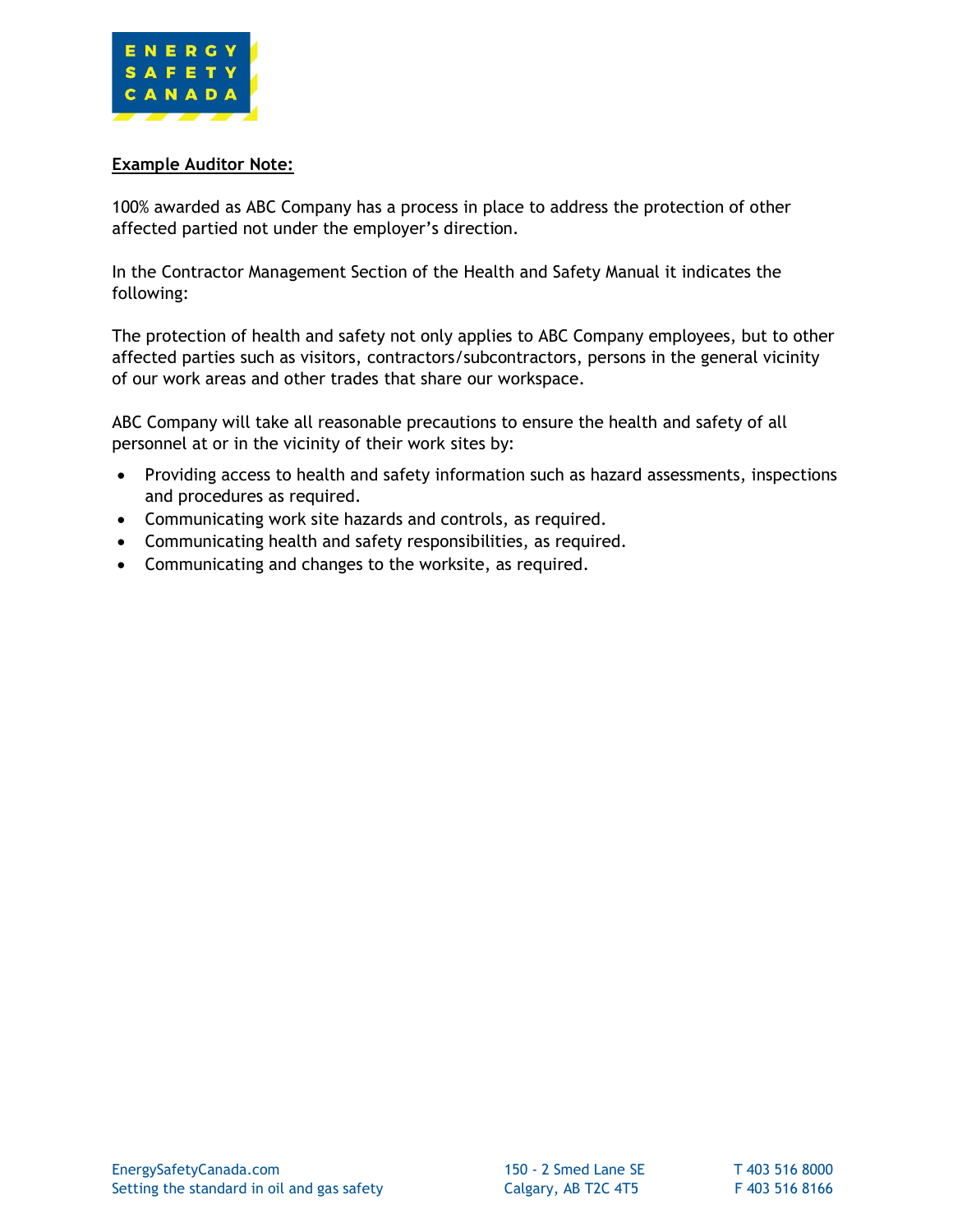**Example Auditor Note:**

100% awarded as ABC Company has a process in place to address the protection of other affected partied not under the employer's direction.

In the Contractor Management Section of the Health and Safety Manual it indicates the following:

The protection of health and safety not only applies to ABC Company employees, but to other affected parties such as visitors, contractors/subcontractors, persons in the general vicinity of our work areas and other trades that share our workspace.

ABC Company will take all reasonable precautions to ensure the health and safety of all personnel at or in the vicinity of their work sites by:

- Providing access to health and safety information such as hazard assessments, inspections and procedures as required.
- Communicating work site hazards and controls, as required.
- Communicating health and safety responsibilities, as required.
- Communicating and changes to the worksite, as required.